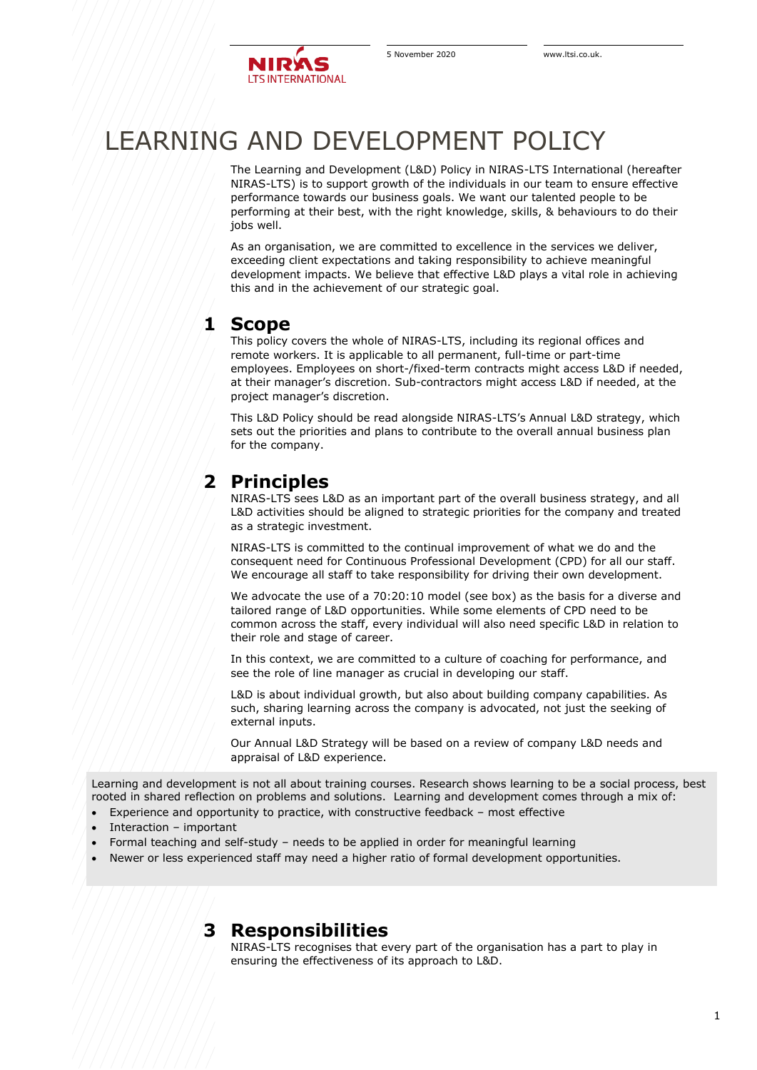# LEARNING AND DEVELOPMENT POLICY

The Learning and Development (L&D) Policy in NIRAS-LTS International (hereafter NIRAS-LTS) is to support growth of the individuals in our team to ensure effective performance towards our business goals. We want our talented people to be performing at their best, with the right knowledge, skills, & behaviours to do their jobs well.

As an organisation, we are committed to excellence in the services we deliver, exceeding client expectations and taking responsibility to achieve meaningful development impacts. We believe that effective L&D plays a vital role in achieving this and in the achievement of our strategic goal.

## 1 Scope

This policy covers the whole of NIRAS-LTS, including its regional offices and remote workers. It is applicable to all permanent, full-time or part-time employees. Employees on short-/fixed-term contracts might access L&D if needed, at their manager's discretion. Sub-contractors might access L&D if needed, at the project manager's discretion.

This L&D Policy should be read alongside NIRAS-LTS's Annual L&D strategy, which sets out the priorities and plans to contribute to the overall annual business plan for the company.

## 2 Principles

NIRAS-LTS sees L&D as an important part of the overall business strategy, and all L&D activities should be aligned to strategic priorities for the company and treated as a strategic investment.

NIRAS-LTS is committed to the continual improvement of what we do and the consequent need for Continuous Professional Development (CPD) for all our staff. We encourage all staff to take responsibility for driving their own development.

We advocate the use of a 70:20:10 model (see box) as the basis for a diverse and tailored range of L&D opportunities. While some elements of CPD need to be common across the staff, every individual will also need specific L&D in relation to their role and stage of career.

In this context, we are committed to a culture of coaching for performance, and see the role of line manager as crucial in developing our staff.

L&D is about individual growth, but also about building company capabilities. As such, sharing learning across the company is advocated, not just the seeking of external inputs.

Our Annual L&D Strategy will be based on a review of company L&D needs and appraisal of L&D experience.

> Learning and development is not all about training courses. Research shows learning to be a social process, best rooted in shared reflection on problems and solutions. Learning and development comes through a mix of:
>
> - Experience and opportunity to practice, with constructive feedback – most effective
> - Interaction – important
> - Formal teaching and self-study – needs to be applied in order for meaningful learning
> - Newer or less experienced staff may need a higher ratio of formal development opportunities.

## 3 Responsibilities

NIRAS-LTS recognises that every part of the organisation has a part to play in ensuring the effectiveness of its approach to L&D.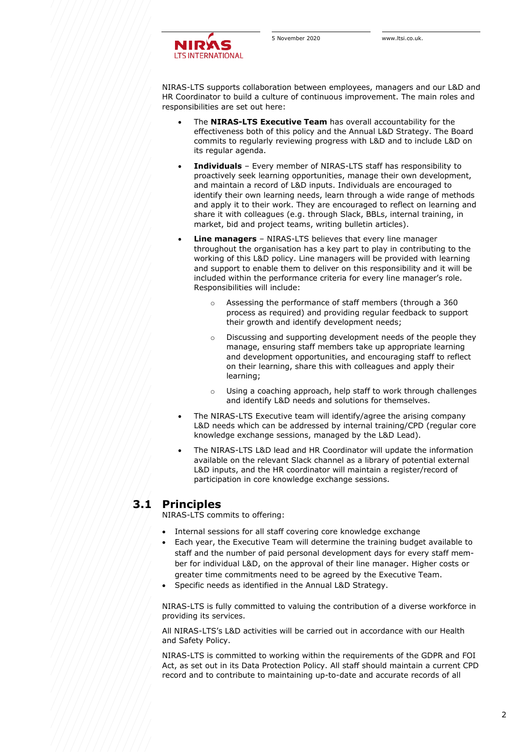NIRAS-LTS supports collaboration between employees, managers and our L&D and HR Coordinator to build a culture of continuous improvement. The main roles and responsibilities are set out here:

- The **NIRAS-LTS Executive Team** has overall accountability for the effectiveness both of this policy and the Annual L&D Strategy. The Board commits to regularly reviewing progress with L&D and to include L&D on its regular agenda.
- **Individuals** – Every member of NIRAS-LTS staff has responsibility to proactively seek learning opportunities, manage their own development, and maintain a record of L&D inputs. Individuals are encouraged to identify their own learning needs, learn through a wide range of methods and apply it to their work. They are encouraged to reflect on learning and share it with colleagues (e.g. through Slack, BBLs, internal training, in market, bid and project teams, writing bulletin articles).
- **Line managers** – NIRAS-LTS believes that every line manager throughout the organisation has a key part to play in contributing to the working of this L&D policy. Line managers will be provided with learning and support to enable them to deliver on this responsibility and it will be included within the performance criteria for every line manager's role. Responsibilities will include:
  - Assessing the performance of staff members (through a 360 process as required) and providing regular feedback to support their growth and identify development needs;
  - Discussing and supporting development needs of the people they manage, ensuring staff members take up appropriate learning and development opportunities, and encouraging staff to reflect on their learning, share this with colleagues and apply their learning;
  - Using a coaching approach, help staff to work through challenges and identify L&D needs and solutions for themselves.
- The NIRAS-LTS Executive team will identify/agree the arising company L&D needs which can be addressed by internal training/CPD (regular core knowledge exchange sessions, managed by the L&D Lead).
- The NIRAS-LTS L&D lead and HR Coordinator will update the information available on the relevant Slack channel as a library of potential external L&D inputs, and the HR coordinator will maintain a register/record of participation in core knowledge exchange sessions.

## 3.1 Principles

NIRAS-LTS commits to offering:

- Internal sessions for all staff covering core knowledge exchange
- Each year, the Executive Team will determine the training budget available to staff and the number of paid personal development days for every staff member for individual L&D, on the approval of their line manager. Higher costs or greater time commitments need to be agreed by the Executive Team.
- Specific needs as identified in the Annual L&D Strategy.

NIRAS-LTS is fully committed to valuing the contribution of a diverse workforce in providing its services.

All NIRAS-LTS's L&D activities will be carried out in accordance with our Health and Safety Policy.

NIRAS-LTS is committed to working within the requirements of the GDPR and FOI Act, as set out in its Data Protection Policy. All staff should maintain a current CPD record and to contribute to maintaining up-to-date and accurate records of all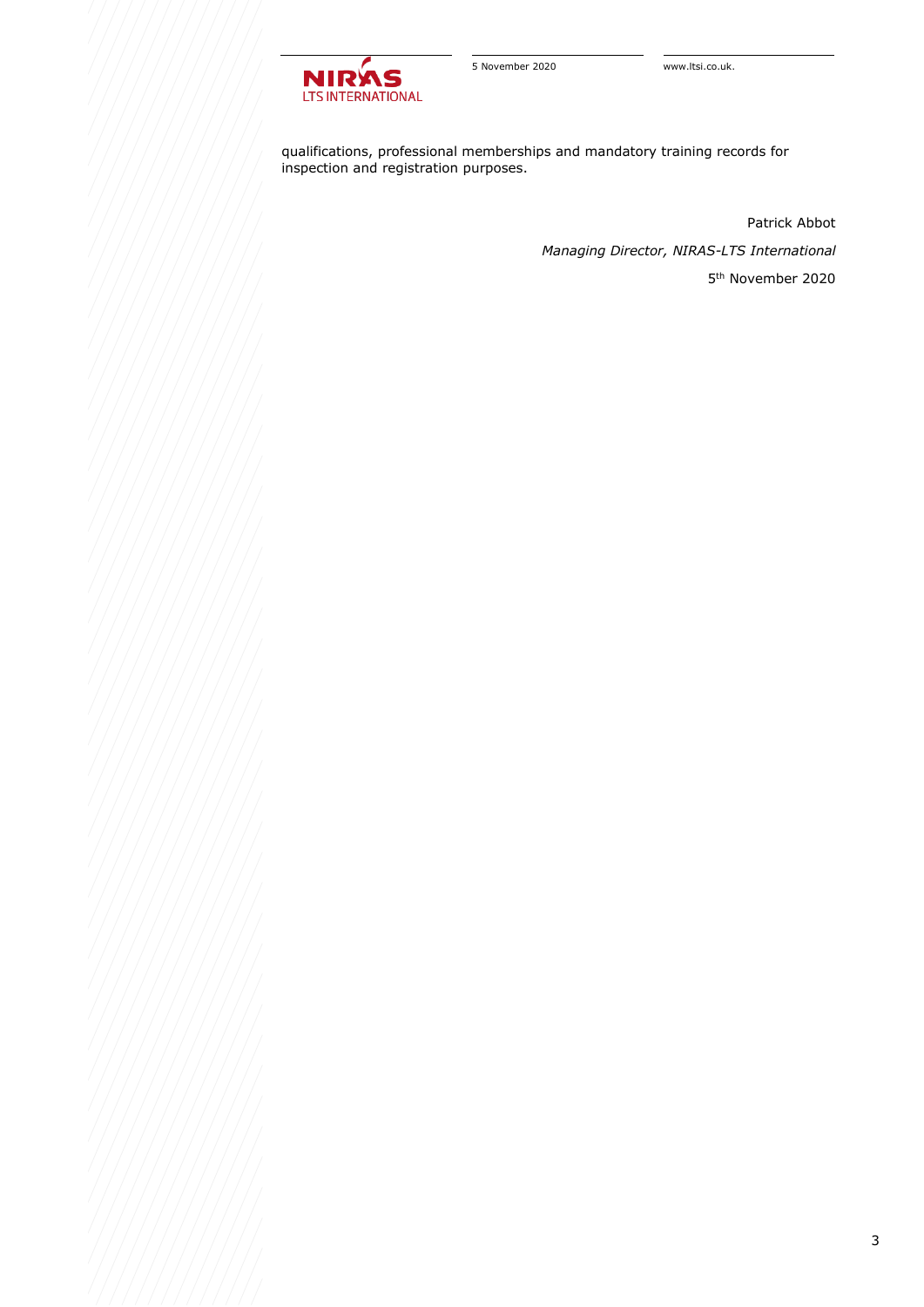qualifications, professional memberships and mandatory training records for inspection and registration purposes.

Patrick Abbot

*Managing Director, NIRAS-LTS International*

5th November 2020